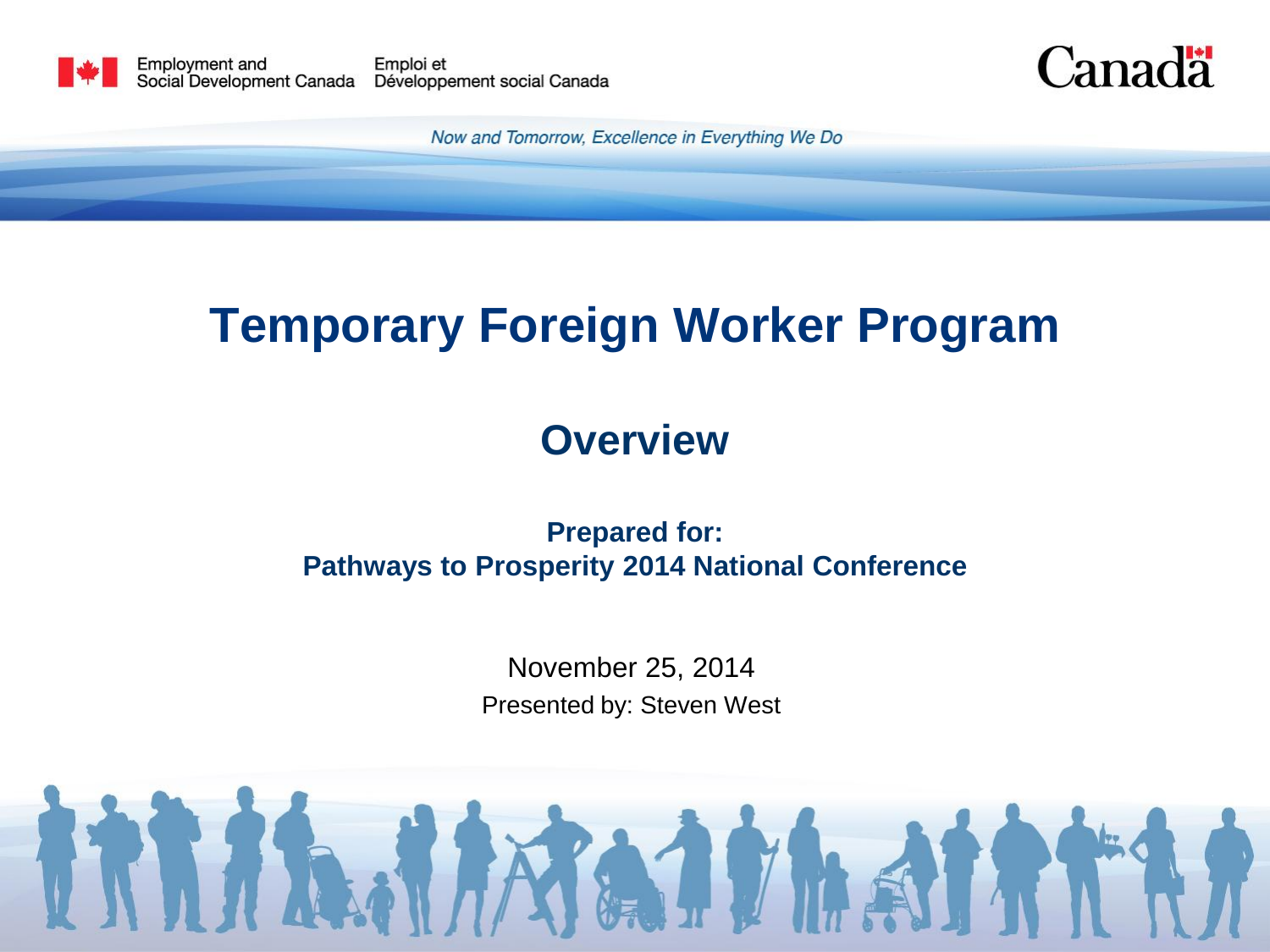Employment and Social Development Canada | Emploi et Développement social Canada

Canadä

*Now and Tomorrow, Excellence in Everything We Do*

# Temporary Foreign Worker Program

## Overview

**Prepared for:**
**Pathways to Prosperity 2014 National Conference**

November 25, 2014

Presented by: Steven West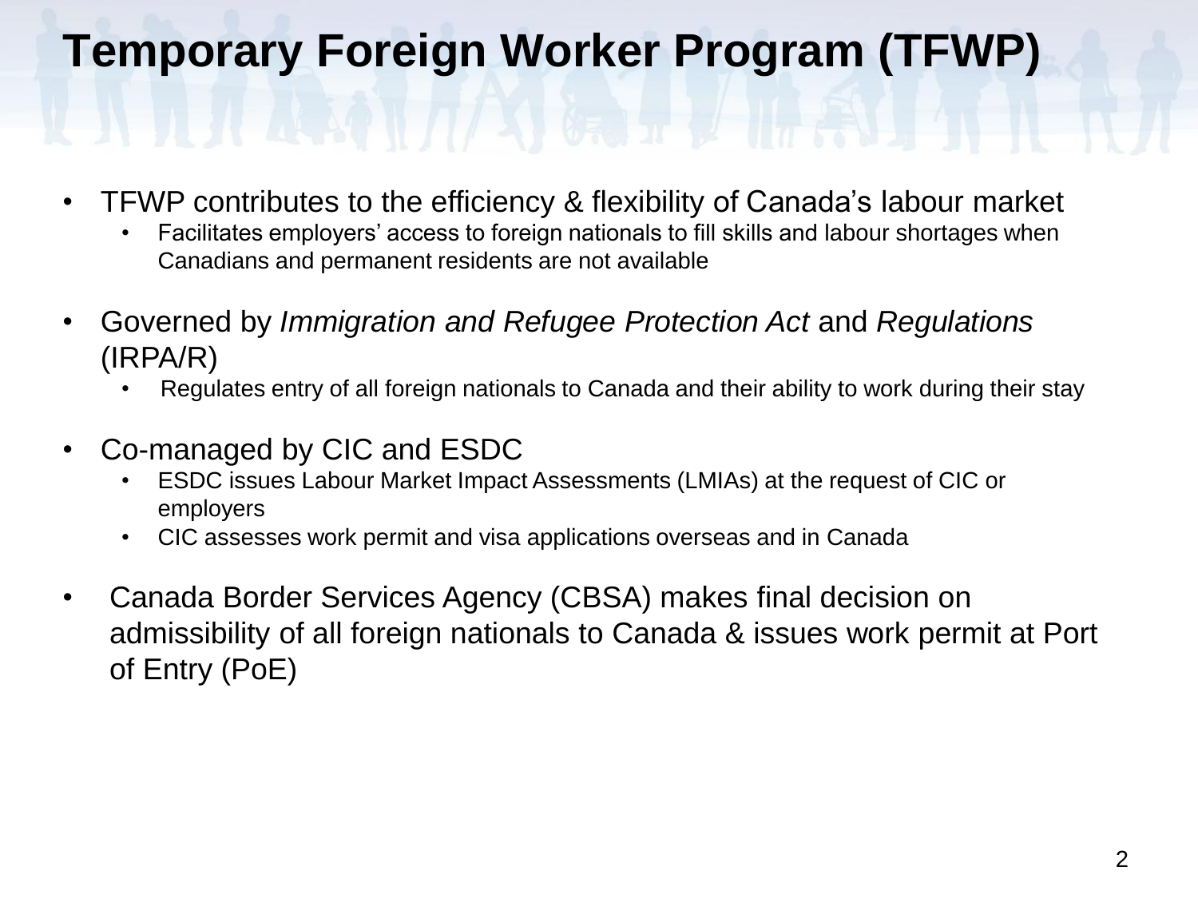# Temporary Foreign Worker Program (TFWP)

- TFWP contributes to the efficiency & flexibility of Canada's labour market
  - Facilitates employers' access to foreign nationals to fill skills and labour shortages when Canadians and permanent residents are not available
- Governed by *Immigration and Refugee Protection Act* and *Regulations* (IRPA/R)
  - Regulates entry of all foreign nationals to Canada and their ability to work during their stay
- Co-managed by CIC and ESDC
  - ESDC issues Labour Market Impact Assessments (LMIAs) at the request of CIC or employers
  - CIC assesses work permit and visa applications overseas and in Canada
- Canada Border Services Agency (CBSA) makes final decision on admissibility of all foreign nationals to Canada & issues work permit at Port of Entry (PoE)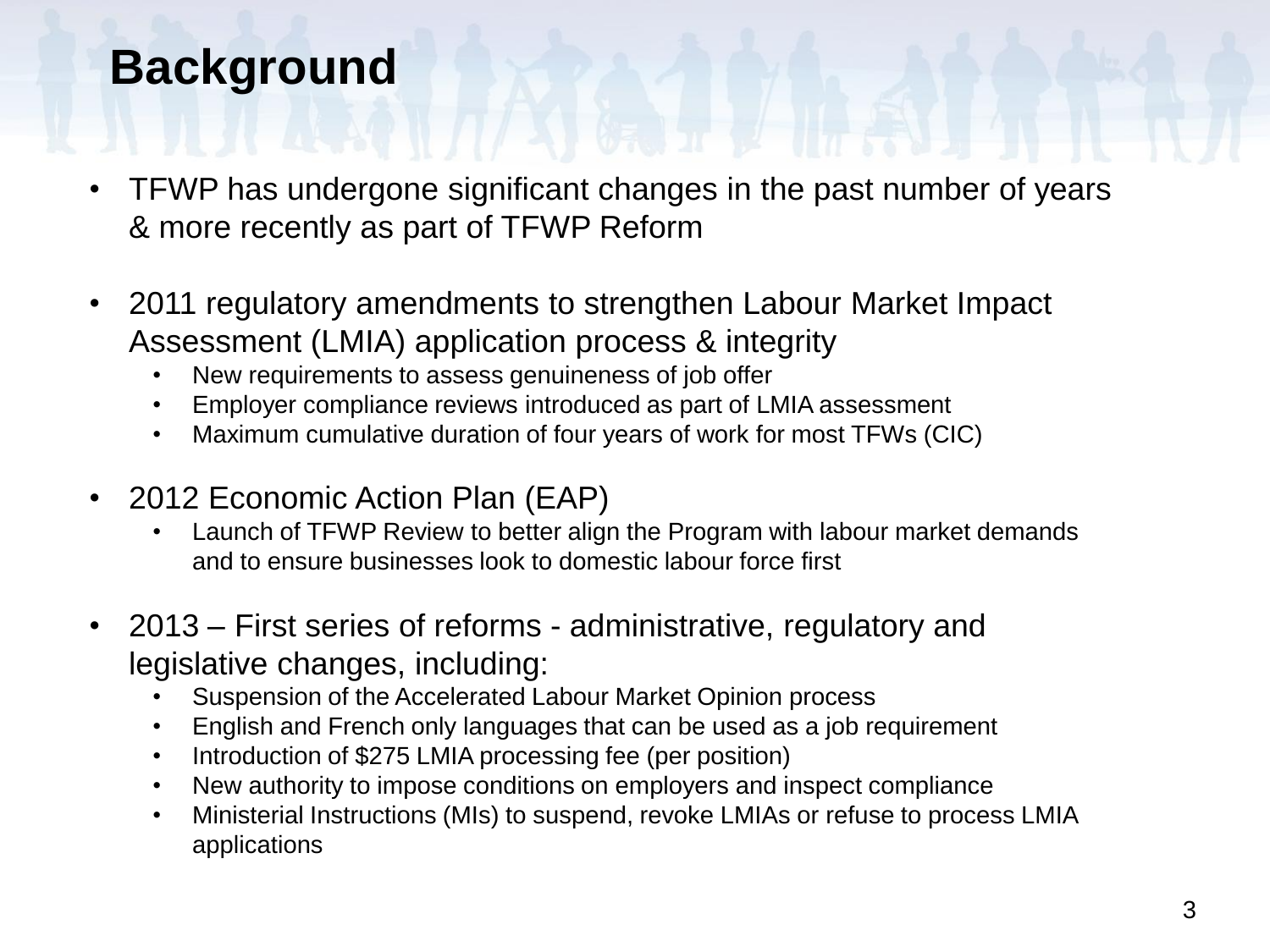# Background

- TFWP has undergone significant changes in the past number of years & more recently as part of TFWP Reform

- 2011 regulatory amendments to strengthen Labour Market Impact Assessment (LMIA) application process & integrity
  - New requirements to assess genuineness of job offer
  - Employer compliance reviews introduced as part of LMIA assessment
  - Maximum cumulative duration of four years of work for most TFWs (CIC)

- 2012 Economic Action Plan (EAP)
  - Launch of TFWP Review to better align the Program with labour market demands and to ensure businesses look to domestic labour force first

- 2013 – First series of reforms - administrative, regulatory and legislative changes, including:
  - Suspension of the Accelerated Labour Market Opinion process
  - English and French only languages that can be used as a job requirement
  - Introduction of $275 LMIA processing fee (per position)
  - New authority to impose conditions on employers and inspect compliance
  - Ministerial Instructions (MIs) to suspend, revoke LMIAs or refuse to process LMIA applications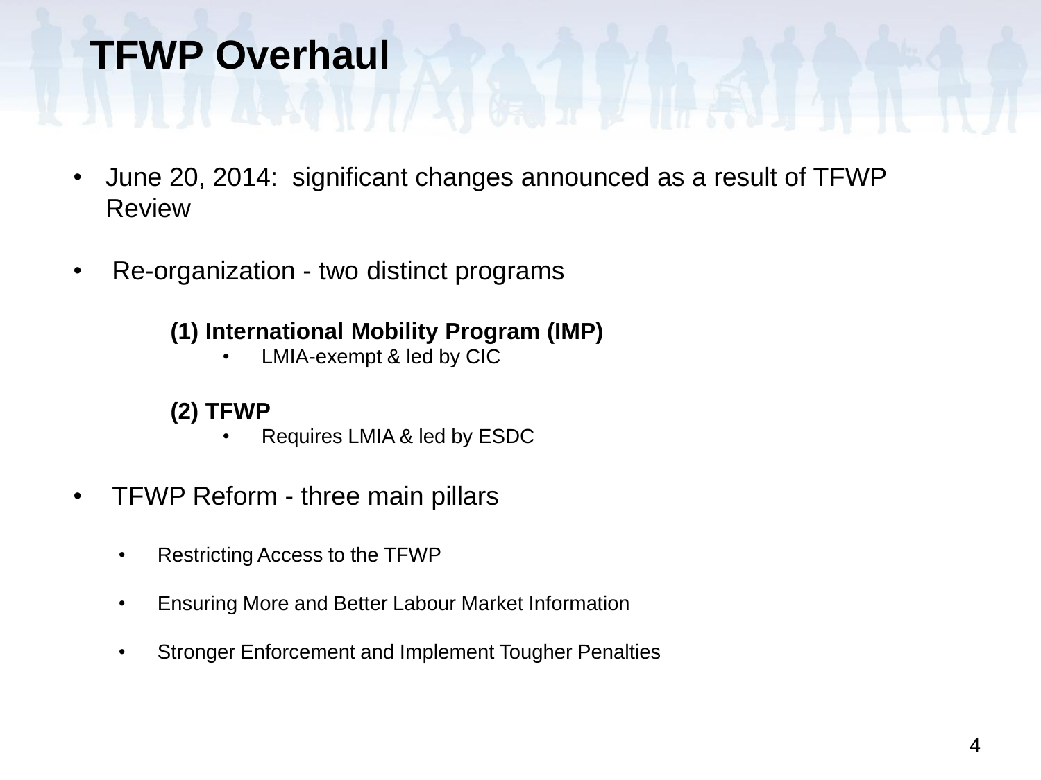# TFWP Overhaul

- June 20, 2014: significant changes announced as a result of TFWP Review

- Re-organization - two distinct programs

  **(1) International Mobility Program (IMP)**
  - LMIA-exempt & led by CIC

  **(2) TFWP**
  - Requires LMIA & led by ESDC

- TFWP Reform - three main pillars
  - Restricting Access to the TFWP
  - Ensuring More and Better Labour Market Information
  - Stronger Enforcement and Implement Tougher Penalties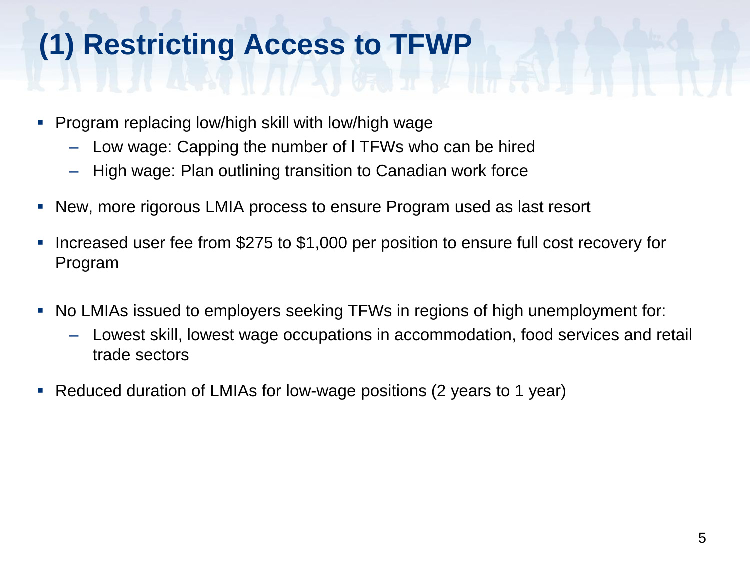# (1) Restricting Access to TFWP

- Program replacing low/high skill with low/high wage
  - Low wage: Capping the number of l TFWs who can be hired
  - High wage: Plan outlining transition to Canadian work force
- New, more rigorous LMIA process to ensure Program used as last resort
- Increased user fee from $275 to $1,000 per position to ensure full cost recovery for Program
- No LMIAs issued to employers seeking TFWs in regions of high unemployment for:
  - Lowest skill, lowest wage occupations in accommodation, food services and retail trade sectors
- Reduced duration of LMIAs for low-wage positions (2 years to 1 year)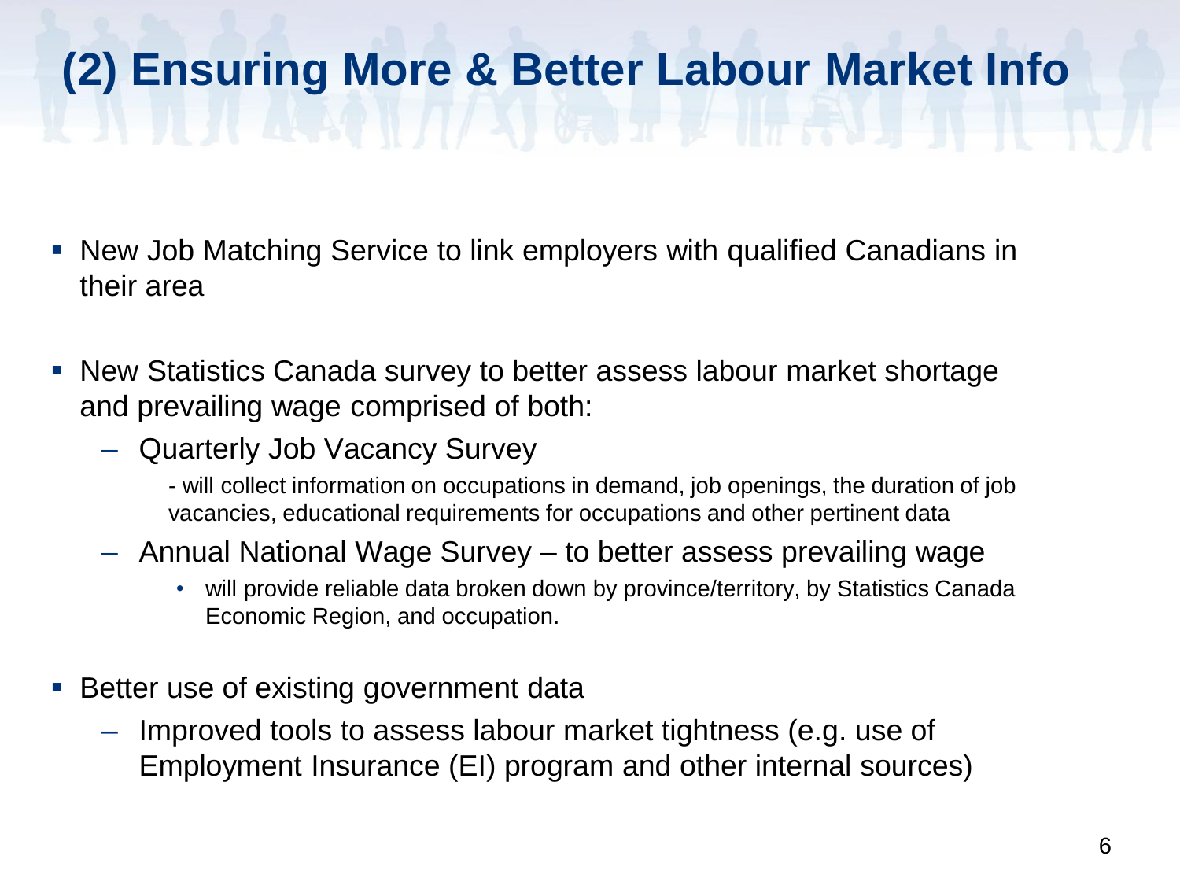# (2) Ensuring More & Better Labour Market Info

- New Job Matching Service to link employers with qualified Canadians in their area
- New Statistics Canada survey to better assess labour market shortage and prevailing wage comprised of both:
  - Quarterly Job Vacancy Survey
    - will collect information on occupations in demand, job openings, the duration of job vacancies, educational requirements for occupations and other pertinent data
  - Annual National Wage Survey – to better assess prevailing wage
    - will provide reliable data broken down by province/territory, by Statistics Canada Economic Region, and occupation.
- Better use of existing government data
  - Improved tools to assess labour market tightness (e.g. use of Employment Insurance (EI) program and other internal sources)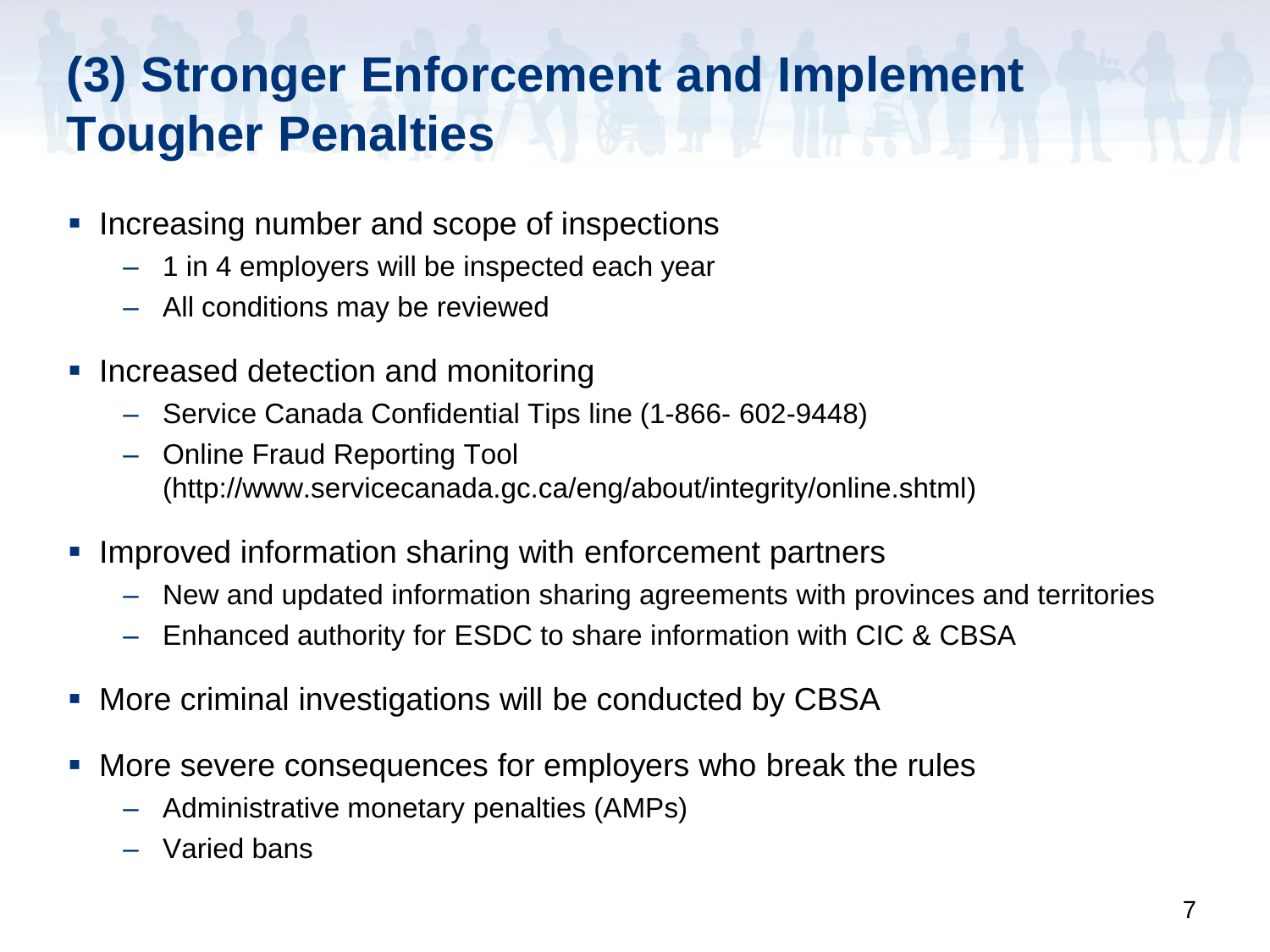# (3) Stronger Enforcement and Implement Tougher Penalties

- Increasing number and scope of inspections
  - 1 in 4 employers will be inspected each year
  - All conditions may be reviewed
- Increased detection and monitoring
  - Service Canada Confidential Tips line (1-866- 602-9448)
  - Online Fraud Reporting Tool (http://www.servicecanada.gc.ca/eng/about/integrity/online.shtml)
- Improved information sharing with enforcement partners
  - New and updated information sharing agreements with provinces and territories
  - Enhanced authority for ESDC to share information with CIC & CBSA
- More criminal investigations will be conducted by CBSA
- More severe consequences for employers who break the rules
  - Administrative monetary penalties (AMPs)
  - Varied bans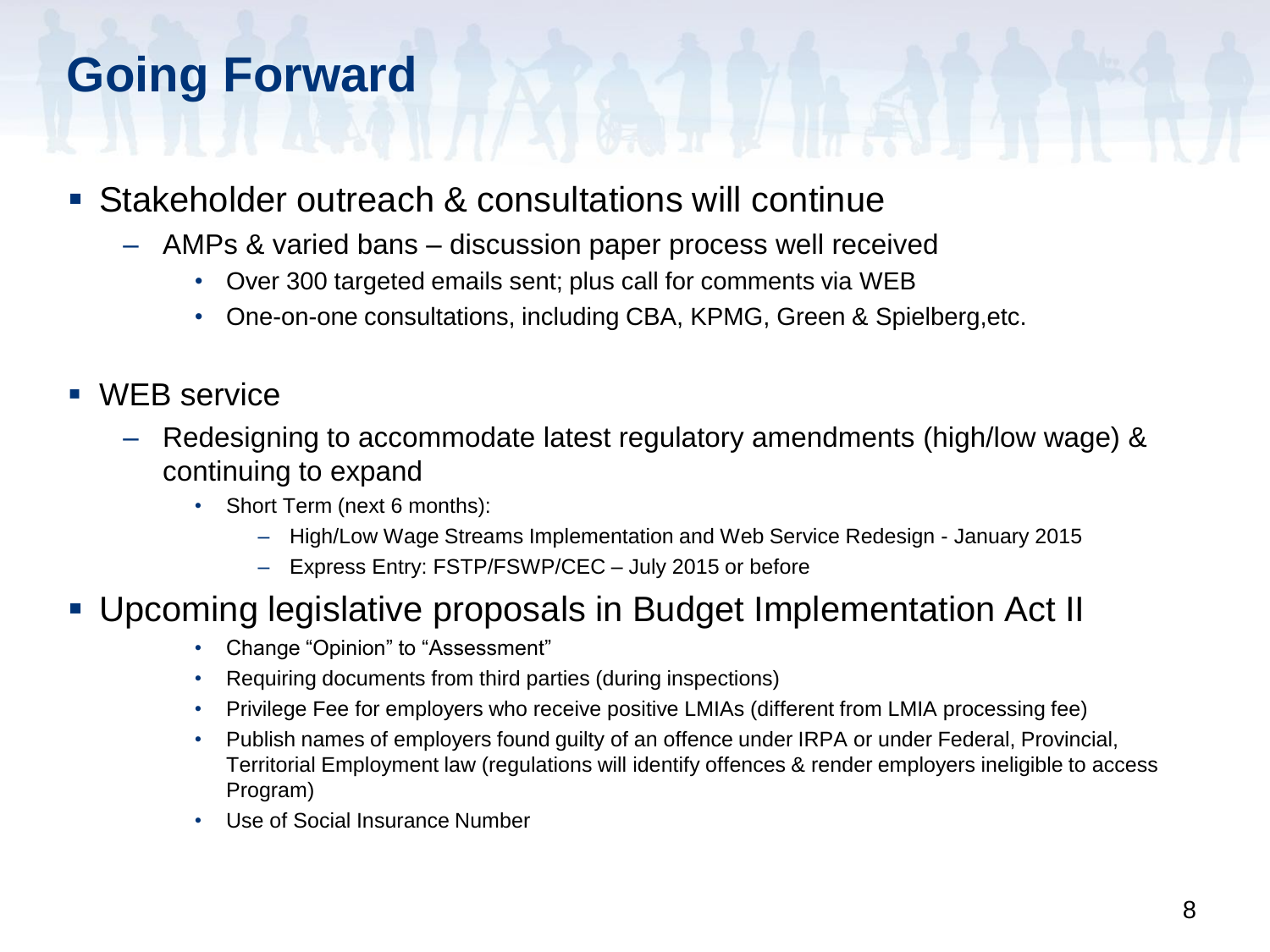# Going Forward

- Stakeholder outreach & consultations will continue
  - AMPs & varied bans – discussion paper process well received
    - Over 300 targeted emails sent; plus call for comments via WEB
    - One-on-one consultations, including CBA, KPMG, Green & Spielberg,etc.

- WEB service
  - Redesigning to accommodate latest regulatory amendments (high/low wage) & continuing to expand
    - Short Term (next 6 months):
      - High/Low Wage Streams Implementation and Web Service Redesign - January 2015
      - Express Entry: FSTP/FSWP/CEC – July 2015 or before

- Upcoming legislative proposals in Budget Implementation Act II
    - Change “Opinion” to “Assessment”
    - Requiring documents from third parties (during inspections)
    - Privilege Fee for employers who receive positive LMIAs (different from LMIA processing fee)
    - Publish names of employers found guilty of an offence under IRPA or under Federal, Provincial, Territorial Employment law (regulations will identify offences & render employers ineligible to access Program)
    - Use of Social Insurance Number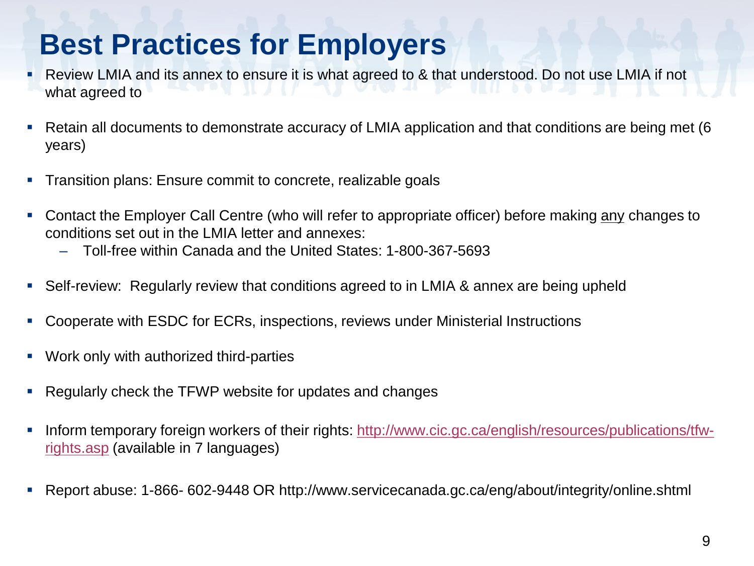# Best Practices for Employers

- Review LMIA and its annex to ensure it is what agreed to & that understood. Do not use LMIA if not what agreed to
- Retain all documents to demonstrate accuracy of LMIA application and that conditions are being met (6 years)
- Transition plans: Ensure commit to concrete, realizable goals
- Contact the Employer Call Centre (who will refer to appropriate officer) before making any changes to conditions set out in the LMIA letter and annexes:
  - Toll-free within Canada and the United States: 1-800-367-5693
- Self-review: Regularly review that conditions agreed to in LMIA & annex are being upheld
- Cooperate with ESDC for ECRs, inspections, reviews under Ministerial Instructions
- Work only with authorized third-parties
- Regularly check the TFWP website for updates and changes
- Inform temporary foreign workers of their rights: http://www.cic.gc.ca/english/resources/publications/tfw-rights.asp (available in 7 languages)
- Report abuse: 1-866- 602-9448 OR http://www.servicecanada.gc.ca/eng/about/integrity/online.shtml